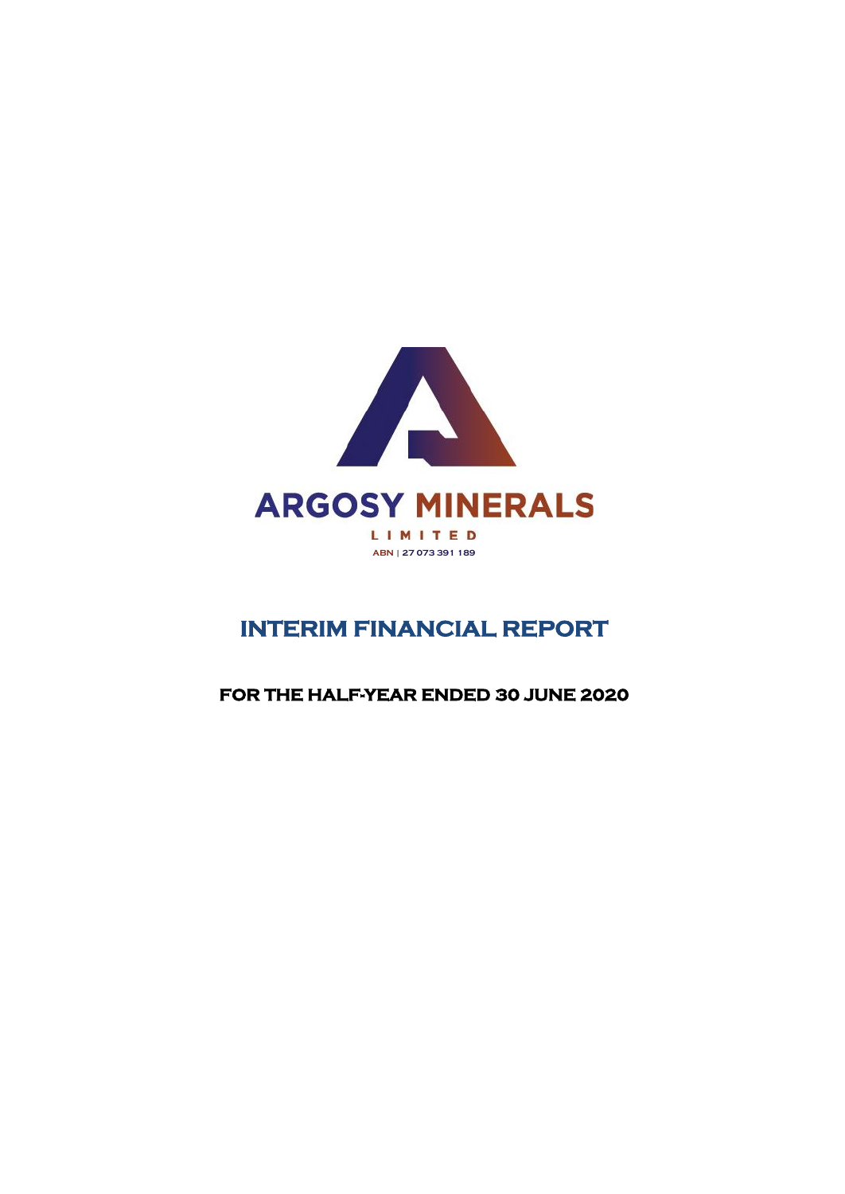ARGOSY MINERALS

LIMITED

ABN | 27 073 391 189

# INTERIM FINANCIAL REPORT

## FOR THE HALF-YEAR ENDED 30 JUNE 2020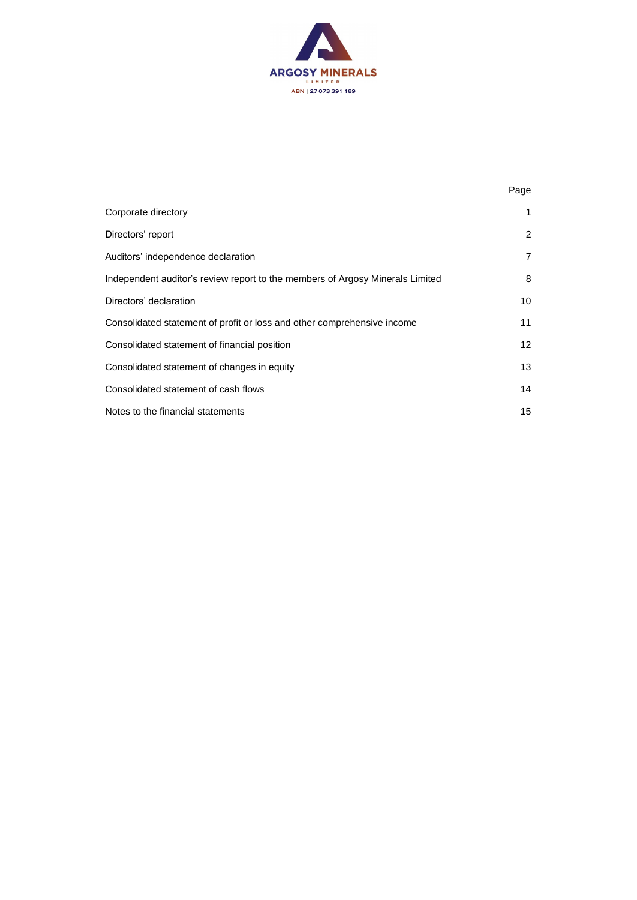ARGOSY MINERALS LIMITED

ABN | 27 073 391 189

| | Page |
|---|---|
| Corporate directory | 1 |
| Directors' report | 2 |
| Auditors' independence declaration | 7 |
| Independent auditor's review report to the members of Argosy Minerals Limited | 8 |
| Directors' declaration | 10 |
| Consolidated statement of profit or loss and other comprehensive income | 11 |
| Consolidated statement of financial position | 12 |
| Consolidated statement of changes in equity | 13 |
| Consolidated statement of cash flows | 14 |
| Notes to the financial statements | 15 |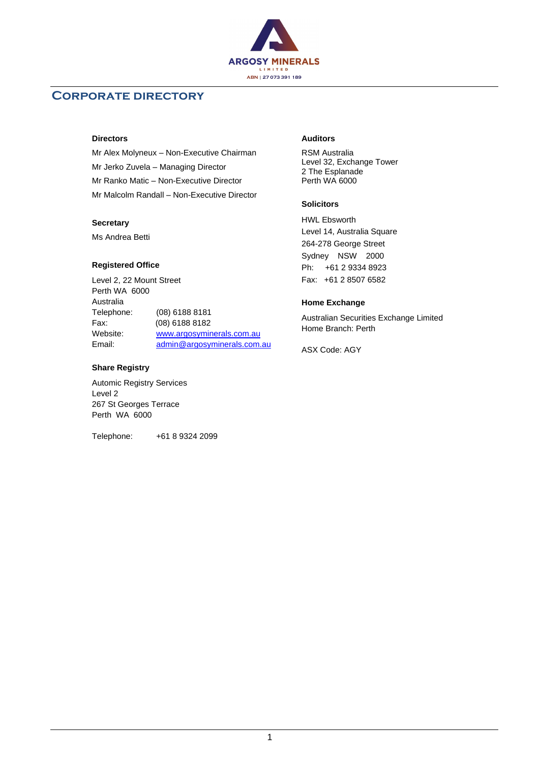ARGOSY MINERALS LIMITED

ABN | 27 073 391 189

# CORPORATE DIRECTORY

**Directors**

Mr Alex Molyneux – Non-Executive Chairman
Mr Jerko Zuvela – Managing Director
Mr Ranko Matic – Non-Executive Director
Mr Malcolm Randall – Non-Executive Director

**Secretary**

Ms Andrea Betti

**Registered Office**

Level 2, 22 Mount Street
Perth WA 6000
Australia

| | |
|---|---|
| Telephone: | (08) 6188 8181 |
| Fax: | (08) 6188 8182 |
| Website: | www.argosyminerals.com.au |
| Email: | admin@argosyminerals.com.au |

**Share Registry**

Automic Registry Services
Level 2
267 St Georges Terrace
Perth WA 6000

Telephone: +61 8 9324 2099

**Auditors**

RSM Australia
Level 32, Exchange Tower
2 The Esplanade
Perth WA 6000

**Solicitors**

HWL Ebsworth
Level 14, Australia Square
264-278 George Street
Sydney NSW 2000
Ph: +61 2 9334 8923
Fax: +61 2 8507 6582

**Home Exchange**

Australian Securities Exchange Limited
Home Branch: Perth

ASX Code: AGY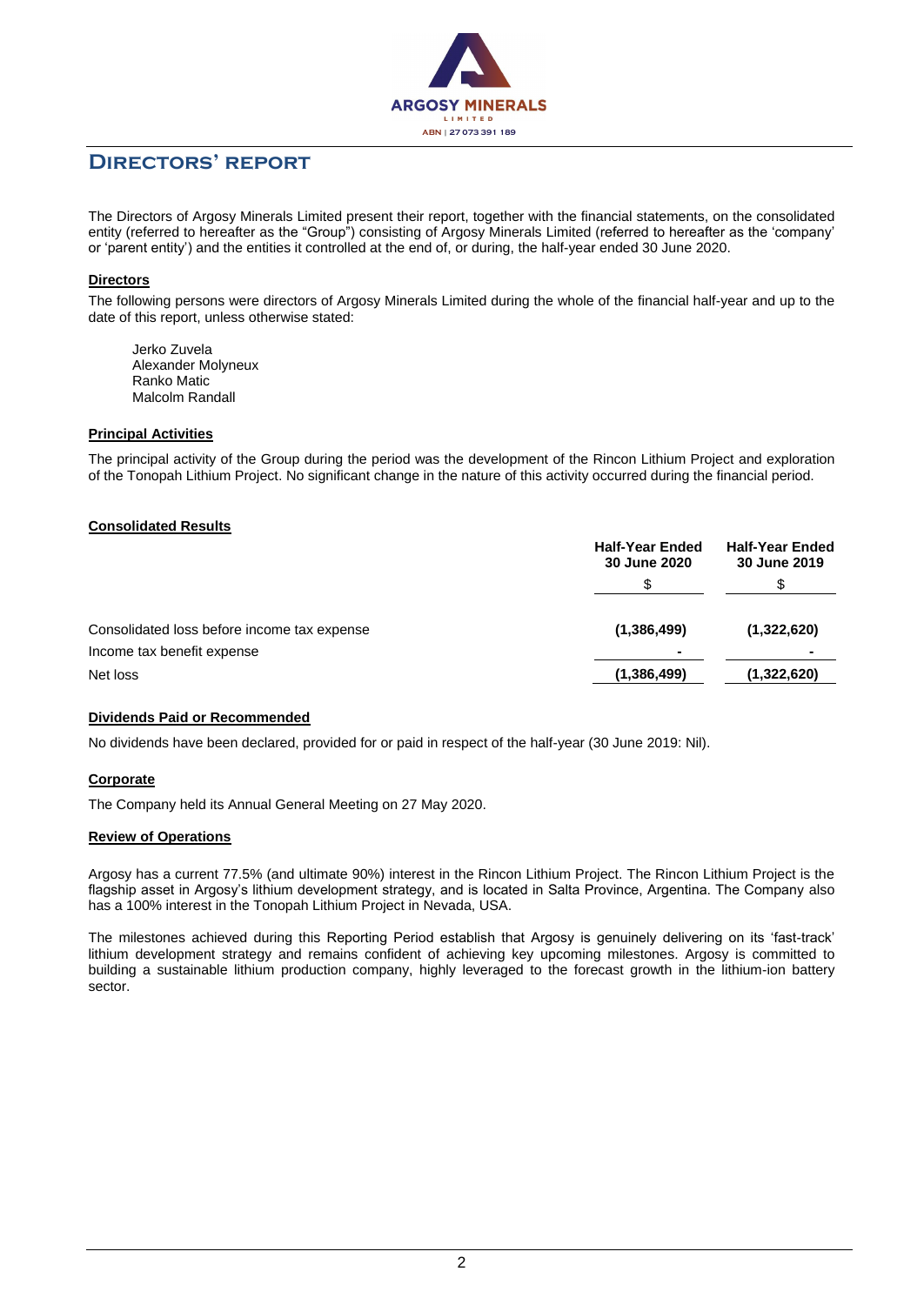# Directors' report

The Directors of Argosy Minerals Limited present their report, together with the financial statements, on the consolidated entity (referred to hereafter as the "Group") consisting of Argosy Minerals Limited (referred to hereafter as the 'company' or 'parent entity') and the entities it controlled at the end of, or during, the half-year ended 30 June 2020.

## Directors

The following persons were directors of Argosy Minerals Limited during the whole of the financial half-year and up to the date of this report, unless otherwise stated:

Jerko Zuvela
Alexander Molyneux
Ranko Matic
Malcolm Randall

## Principal Activities

The principal activity of the Group during the period was the development of the Rincon Lithium Project and exploration of the Tonopah Lithium Project. No significant change in the nature of this activity occurred during the financial period.

## Consolidated Results

| | Half-Year Ended 30 June 2020 | Half-Year Ended 30 June 2019 |
|---|---|---|
| | $ | $ |
| Consolidated loss before income tax expense | **(1,386,499)** | **(1,322,620)** |
| Income tax benefit expense | - | - |
| Net loss | **(1,386,499)** | **(1,322,620)** |

## Dividends Paid or Recommended

No dividends have been declared, provided for or paid in respect of the half-year (30 June 2019: Nil).

## Corporate

The Company held its Annual General Meeting on 27 May 2020.

## Review of Operations

Argosy has a current 77.5% (and ultimate 90%) interest in the Rincon Lithium Project. The Rincon Lithium Project is the flagship asset in Argosy's lithium development strategy, and is located in Salta Province, Argentina. The Company also has a 100% interest in the Tonopah Lithium Project in Nevada, USA.

The milestones achieved during this Reporting Period establish that Argosy is genuinely delivering on its 'fast-track' lithium development strategy and remains confident of achieving key upcoming milestones. Argosy is committed to building a sustainable lithium production company, highly leveraged to the forecast growth in the lithium-ion battery sector.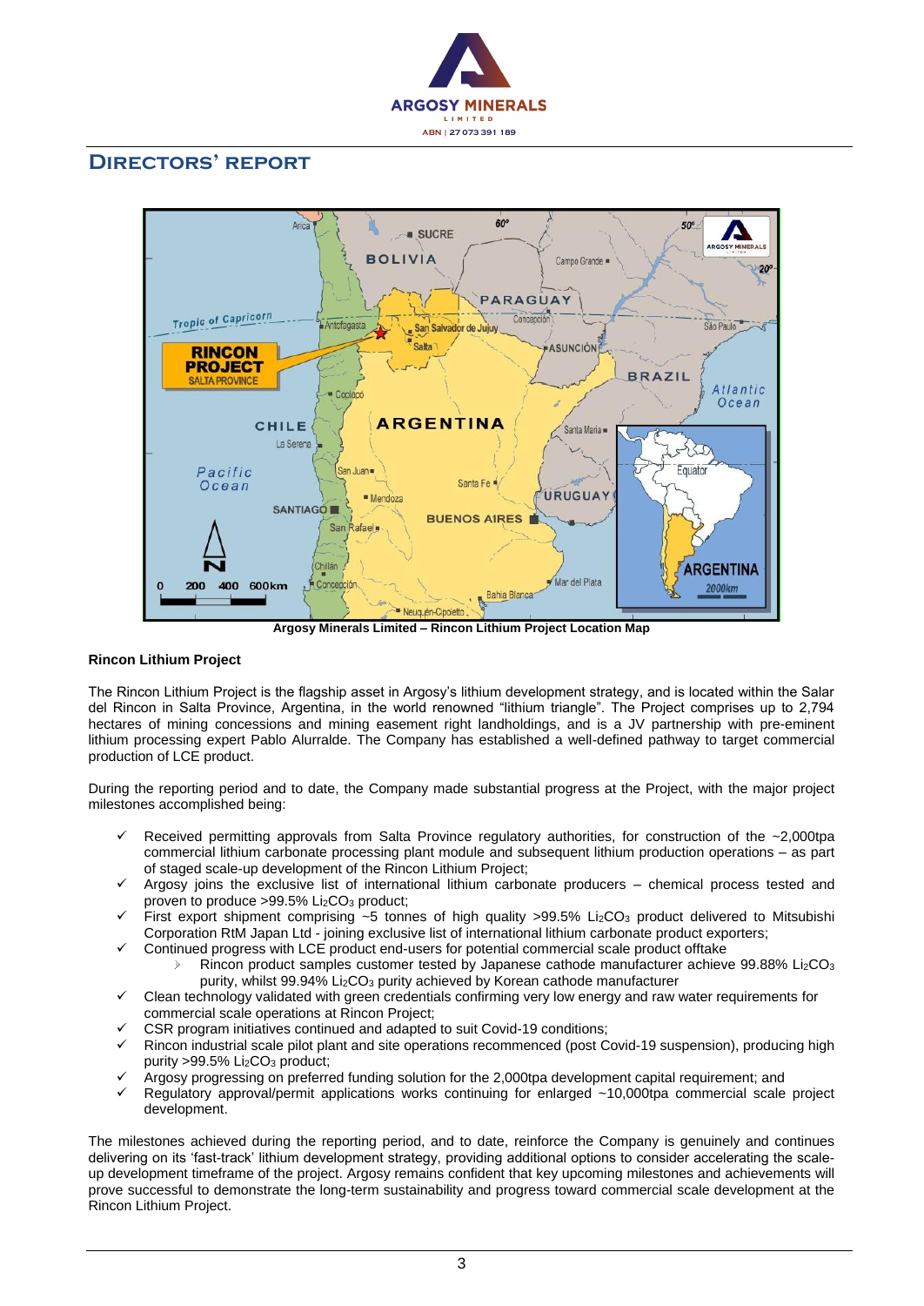# DIRECTORS' REPORT

Argosy Minerals Limited – Rincon Lithium Project Location Map

**Rincon Lithium Project**

The Rincon Lithium Project is the flagship asset in Argosy's lithium development strategy, and is located within the Salar del Rincon in Salta Province, Argentina, in the world renowned "lithium triangle". The Project comprises up to 2,794 hectares of mining concessions and mining easement right landholdings, and is a JV partnership with pre-eminent lithium processing expert Pablo Alurralde. The Company has established a well-defined pathway to target commercial production of LCE product.

During the reporting period and to date, the Company made substantial progress at the Project, with the major project milestones accomplished being:

- ✓ Received permitting approvals from Salta Province regulatory authorities, for construction of the ~2,000tpa commercial lithium carbonate processing plant module and subsequent lithium production operations – as part of staged scale-up development of the Rincon Lithium Project;
- ✓ Argosy joins the exclusive list of international lithium carbonate producers – chemical process tested and proven to produce >99.5% $Li_2CO_3$ product;
- ✓ First export shipment comprising ~5 tonnes of high quality >99.5% $Li_2CO_3$ product delivered to Mitsubishi Corporation RtM Japan Ltd - joining exclusive list of international lithium carbonate product exporters;
- ✓ Continued progress with LCE product end-users for potential commercial scale product offtake
  - Rincon product samples customer tested by Japanese cathode manufacturer achieve 99.88% $Li_2CO_3$ purity, whilst 99.94% $Li_2CO_3$ purity achieved by Korean cathode manufacturer
- ✓ Clean technology validated with green credentials confirming very low energy and raw water requirements for commercial scale operations at Rincon Project;
- ✓ CSR program initiatives continued and adapted to suit Covid-19 conditions;
- ✓ Rincon industrial scale pilot plant and site operations recommenced (post Covid-19 suspension), producing high purity >99.5% $Li_2CO_3$ product;
- ✓ Argosy progressing on preferred funding solution for the 2,000tpa development capital requirement; and
- ✓ Regulatory approval/permit applications works continuing for enlarged ~10,000tpa commercial scale project development.

The milestones achieved during the reporting period, and to date, reinforce the Company is genuinely and continues delivering on its 'fast-track' lithium development strategy, providing additional options to consider accelerating the scale-up development timeframe of the project. Argosy remains confident that key upcoming milestones and achievements will prove successful to demonstrate the long-term sustainability and progress toward commercial scale development at the Rincon Lithium Project.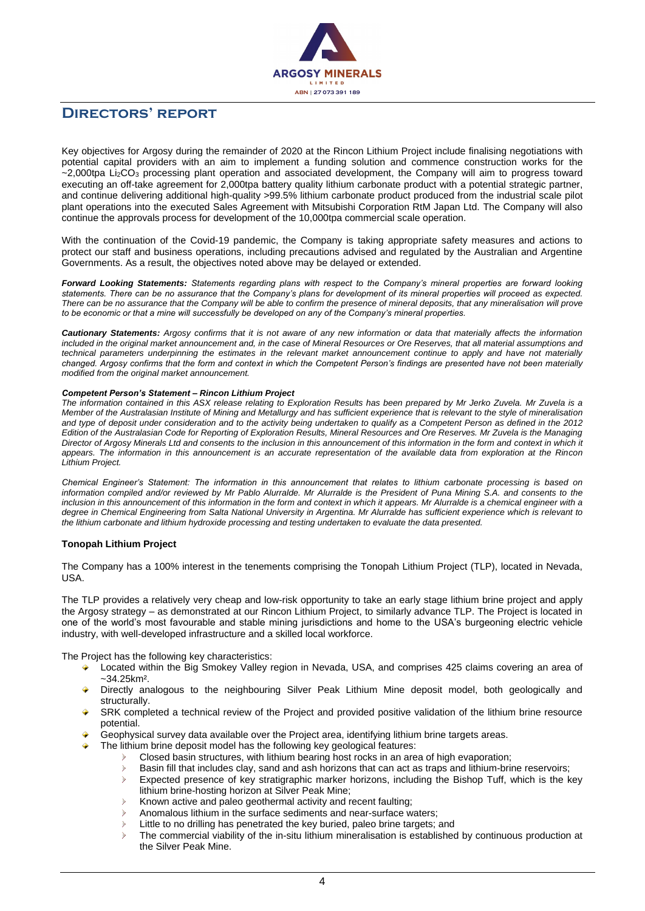# Directors' report

Key objectives for Argosy during the remainder of 2020 at the Rincon Lithium Project include finalising negotiations with potential capital providers with an aim to implement a funding solution and commence construction works for the ~2,000tpa $Li_2CO_3$ processing plant operation and associated development, the Company will aim to progress toward executing an off-take agreement for 2,000tpa battery quality lithium carbonate product with a potential strategic partner, and continue delivering additional high-quality >99.5% lithium carbonate product produced from the industrial scale pilot plant operations into the executed Sales Agreement with Mitsubishi Corporation RtM Japan Ltd. The Company will also continue the approvals process for development of the 10,000tpa commercial scale operation.

With the continuation of the Covid-19 pandemic, the Company is taking appropriate safety measures and actions to protect our staff and business operations, including precautions advised and regulated by the Australian and Argentine Governments. As a result, the objectives noted above may be delayed or extended.

***Forward Looking Statements:*** *Statements regarding plans with respect to the Company's mineral properties are forward looking statements. There can be no assurance that the Company's plans for development of its mineral properties will proceed as expected. There can be no assurance that the Company will be able to confirm the presence of mineral deposits, that any mineralisation will prove to be economic or that a mine will successfully be developed on any of the Company's mineral properties.*

***Cautionary Statements:*** *Argosy confirms that it is not aware of any new information or data that materially affects the information included in the original market announcement and, in the case of Mineral Resources or Ore Reserves, that all material assumptions and technical parameters underpinning the estimates in the relevant market announcement continue to apply and have not materially changed. Argosy confirms that the form and context in which the Competent Person's findings are presented have not been materially modified from the original market announcement.*

***Competent Person's Statement – Rincon Lithium Project***
*The information contained in this ASX release relating to Exploration Results has been prepared by Mr Jerko Zuvela. Mr Zuvela is a Member of the Australasian Institute of Mining and Metallurgy and has sufficient experience that is relevant to the style of mineralisation and type of deposit under consideration and to the activity being undertaken to qualify as a Competent Person as defined in the 2012 Edition of the Australasian Code for Reporting of Exploration Results, Mineral Resources and Ore Reserves. Mr Zuvela is the Managing Director of Argosy Minerals Ltd and consents to the inclusion in this announcement of this information in the form and context in which it appears. The information in this announcement is an accurate representation of the available data from exploration at the Rincon Lithium Project.*

*Chemical Engineer's Statement: The information in this announcement that relates to lithium carbonate processing is based on information compiled and/or reviewed by Mr Pablo Alurralde. Mr Alurralde is the President of Puna Mining S.A. and consents to the inclusion in this announcement of this information in the form and context in which it appears. Mr Alurralde is a chemical engineer with a degree in Chemical Engineering from Salta National University in Argentina. Mr Alurralde has sufficient experience which is relevant to the lithium carbonate and lithium hydroxide processing and testing undertaken to evaluate the data presented.*

### Tonopah Lithium Project

The Company has a 100% interest in the tenements comprising the Tonopah Lithium Project (TLP), located in Nevada, USA.

The TLP provides a relatively very cheap and low-risk opportunity to take an early stage lithium brine project and apply the Argosy strategy – as demonstrated at our Rincon Lithium Project, to similarly advance TLP. The Project is located in one of the world's most favourable and stable mining jurisdictions and home to the USA's burgeoning electric vehicle industry, with well-developed infrastructure and a skilled local workforce.

The Project has the following key characteristics:

- Located within the Big Smokey Valley region in Nevada, USA, and comprises 425 claims covering an area of ~34.25km².
- Directly analogous to the neighbouring Silver Peak Lithium Mine deposit model, both geologically and structurally.
- SRK completed a technical review of the Project and provided positive validation of the lithium brine resource potential.
- Geophysical survey data available over the Project area, identifying lithium brine targets areas.
- The lithium brine deposit model has the following key geological features:
  - Closed basin structures, with lithium bearing host rocks in an area of high evaporation;
  - Basin fill that includes clay, sand and ash horizons that can act as traps and lithium-brine reservoirs;
  - Expected presence of key stratigraphic marker horizons, including the Bishop Tuff, which is the key lithium brine-hosting horizon at Silver Peak Mine;
  - Known active and paleo geothermal activity and recent faulting;
  - Anomalous lithium in the surface sediments and near-surface waters;
  - Little to no drilling has penetrated the key buried, paleo brine targets; and
  - The commercial viability of the in-situ lithium mineralisation is established by continuous production at the Silver Peak Mine.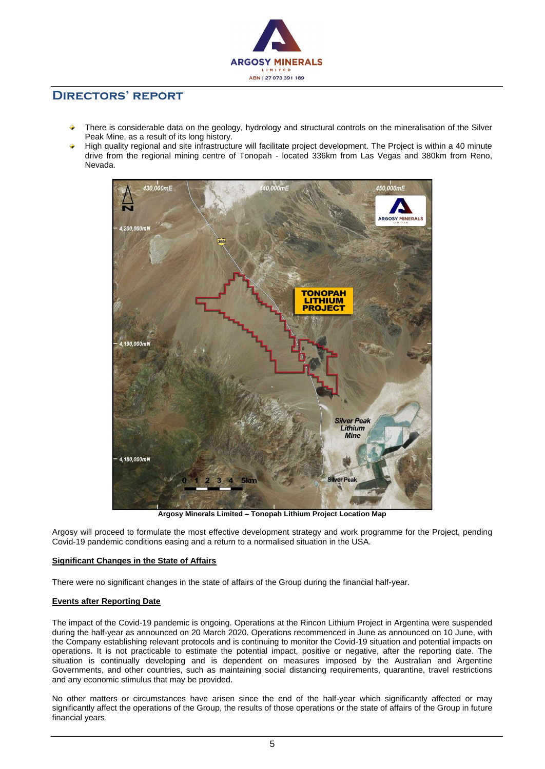# Directors' Report

- There is considerable data on the geology, hydrology and structural controls on the mineralisation of the Silver Peak Mine, as a result of its long history.
- High quality regional and site infrastructure will facilitate project development. The Project is within a 40 minute drive from the regional mining centre of Tonopah - located 336km from Las Vegas and 380km from Reno, Nevada.

**Argosy Minerals Limited – Tonopah Lithium Project Location Map**

Argosy will proceed to formulate the most effective development strategy and work programme for the Project, pending Covid-19 pandemic conditions easing and a return to a normalised situation in the USA.

**Significant Changes in the State of Affairs**

There were no significant changes in the state of affairs of the Group during the financial half-year.

**Events after Reporting Date**

The impact of the Covid-19 pandemic is ongoing. Operations at the Rincon Lithium Project in Argentina were suspended during the half-year as announced on 20 March 2020. Operations recommenced in June as announced on 10 June, with the Company establishing relevant protocols and is continuing to monitor the Covid-19 situation and potential impacts on operations. It is not practicable to estimate the potential impact, positive or negative, after the reporting date. The situation is continually developing and is dependent on measures imposed by the Australian and Argentine Governments, and other countries, such as maintaining social distancing requirements, quarantine, travel restrictions and any economic stimulus that may be provided.

No other matters or circumstances have arisen since the end of the half-year which significantly affected or may significantly affect the operations of the Group, the results of those operations or the state of affairs of the Group in future financial years.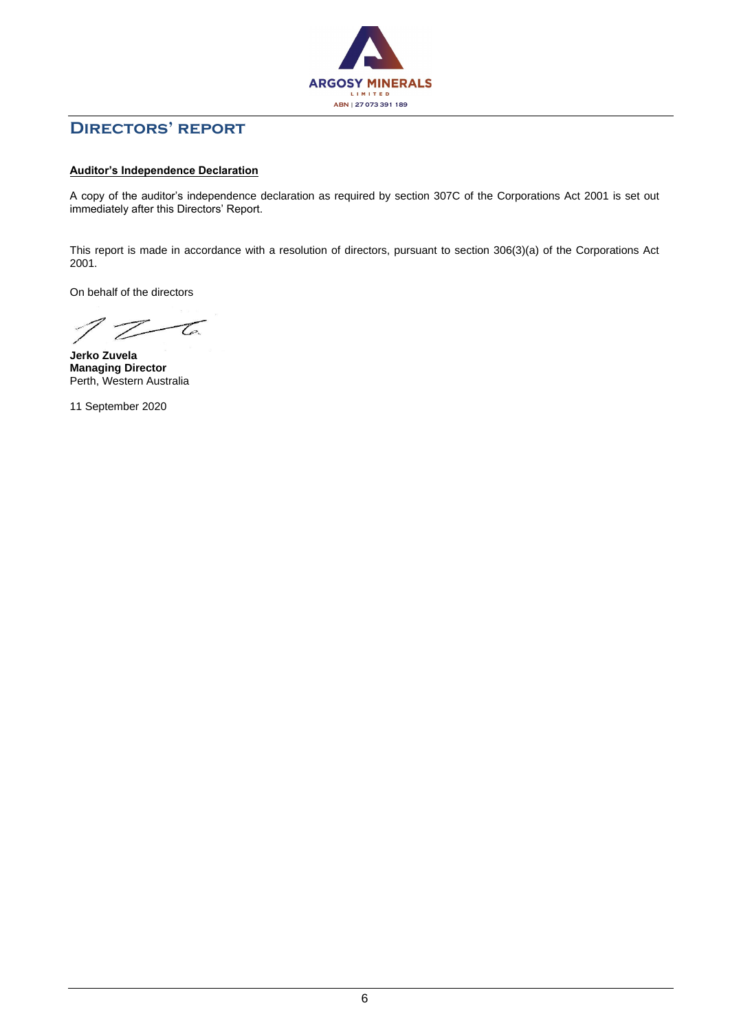# Directors' report

**Auditor's Independence Declaration**

A copy of the auditor's independence declaration as required by section 307C of the Corporations Act 2001 is set out immediately after this Directors' Report.

This report is made in accordance with a resolution of directors, pursuant to section 306(3)(a) of the Corporations Act 2001.

On behalf of the directors

**Jerko Zuvela**
**Managing Director**
Perth, Western Australia

11 September 2020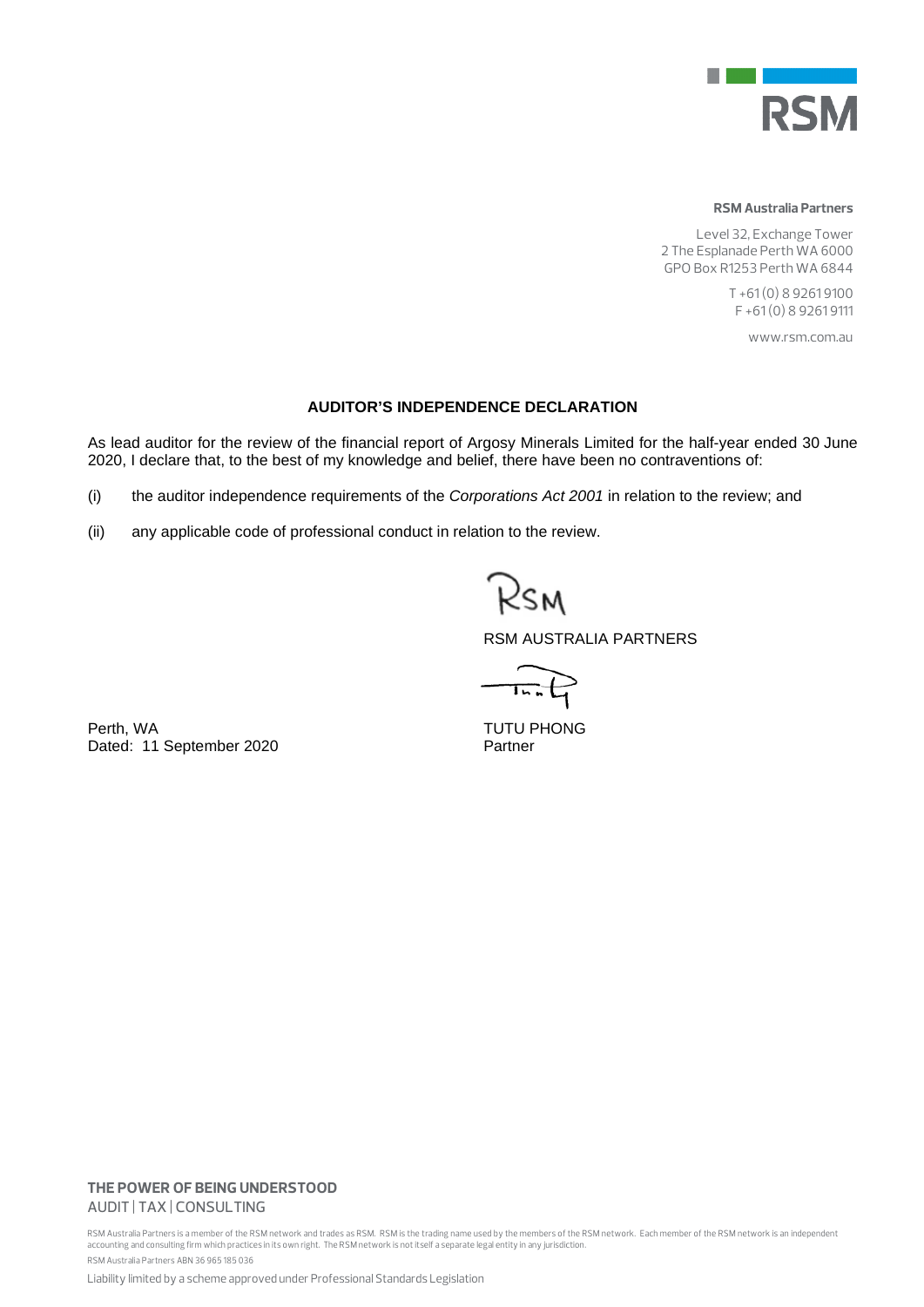**RSM Australia Partners**

Level 32, Exchange Tower
2 The Esplanade Perth WA 6000
GPO Box R1253 Perth WA 6844

T +61 (0) 8 9261 9100
F +61 (0) 8 9261 9111

www.rsm.com.au

## AUDITOR'S INDEPENDENCE DECLARATION

As lead auditor for the review of the financial report of Argosy Minerals Limited for the half-year ended 30 June 2020, I declare that, to the best of my knowledge and belief, there have been no contraventions of:

(i) the auditor independence requirements of the *Corporations Act 2001* in relation to the review; and

(ii) any applicable code of professional conduct in relation to the review.

RSM AUSTRALIA PARTNERS

Perth, WA
Dated: 11 September 2020

TUTU PHONG
Partner

**THE POWER OF BEING UNDERSTOOD**
AUDIT | TAX | CONSULTING

RSM Australia Partners is a member of the RSM network and trades as RSM. RSM is the trading name used by the members of the RSM network. Each member of the RSM network is an independent accounting and consulting firm which practices in its own right. The RSM network is not itself a separate legal entity in any jurisdiction.

RSM Australia Partners ABN 36 965 185 036

Liability limited by a scheme approved under Professional Standards Legislation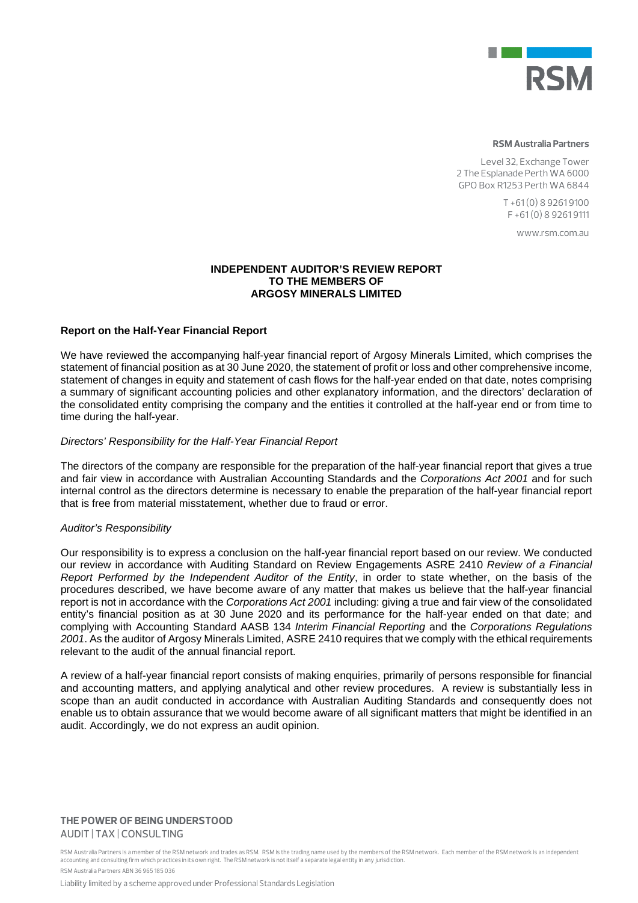**RSM Australia Partners**

Level 32, Exchange Tower
2 The Esplanade Perth WA 6000
GPO Box R1253 Perth WA 6844

T +61 (0) 8 9261 9100
F +61 (0) 8 9261 9111

www.rsm.com.au

# INDEPENDENT AUDITOR'S REVIEW REPORT TO THE MEMBERS OF ARGOSY MINERALS LIMITED

## Report on the Half-Year Financial Report

We have reviewed the accompanying half-year financial report of Argosy Minerals Limited, which comprises the statement of financial position as at 30 June 2020, the statement of profit or loss and other comprehensive income, statement of changes in equity and statement of cash flows for the half-year ended on that date, notes comprising a summary of significant accounting policies and other explanatory information, and the directors' declaration of the consolidated entity comprising the company and the entities it controlled at the half-year end or from time to time during the half-year.

*Directors' Responsibility for the Half-Year Financial Report*

The directors of the company are responsible for the preparation of the half-year financial report that gives a true and fair view in accordance with Australian Accounting Standards and the *Corporations Act 2001* and for such internal control as the directors determine is necessary to enable the preparation of the half-year financial report that is free from material misstatement, whether due to fraud or error.

*Auditor's Responsibility*

Our responsibility is to express a conclusion on the half-year financial report based on our review. We conducted our review in accordance with Auditing Standard on Review Engagements ASRE 2410 *Review of a Financial Report Performed by the Independent Auditor of the Entity*, in order to state whether, on the basis of the procedures described, we have become aware of any matter that makes us believe that the half-year financial report is not in accordance with the *Corporations Act 2001* including: giving a true and fair view of the consolidated entity's financial position as at 30 June 2020 and its performance for the half-year ended on that date; and complying with Accounting Standard AASB 134 *Interim Financial Reporting* and the *Corporations Regulations 2001*. As the auditor of Argosy Minerals Limited, ASRE 2410 requires that we comply with the ethical requirements relevant to the audit of the annual financial report.

A review of a half-year financial report consists of making enquiries, primarily of persons responsible for financial and accounting matters, and applying analytical and other review procedures. A review is substantially less in scope than an audit conducted in accordance with Australian Auditing Standards and consequently does not enable us to obtain assurance that we would become aware of all significant matters that might be identified in an audit. Accordingly, we do not express an audit opinion.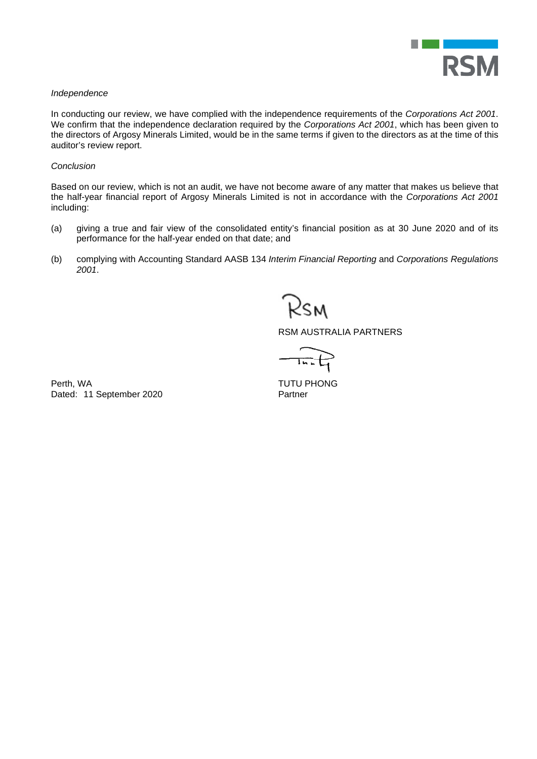*Independence*

In conducting our review, we have complied with the independence requirements of the *Corporations Act 2001*. We confirm that the independence declaration required by the *Corporations Act 2001*, which has been given to the directors of Argosy Minerals Limited, would be in the same terms if given to the directors as at the time of this auditor's review report.

*Conclusion*

Based on our review, which is not an audit, we have not become aware of any matter that makes us believe that the half-year financial report of Argosy Minerals Limited is not in accordance with the *Corporations Act 2001* including:

(a) giving a true and fair view of the consolidated entity's financial position as at 30 June 2020 and of its performance for the half-year ended on that date; and

(b) complying with Accounting Standard AASB 134 *Interim Financial Reporting* and *Corporations Regulations 2001*.

RSM AUSTRALIA PARTNERS

Perth, WA
Dated: 11 September 2020

TUTU PHONG
Partner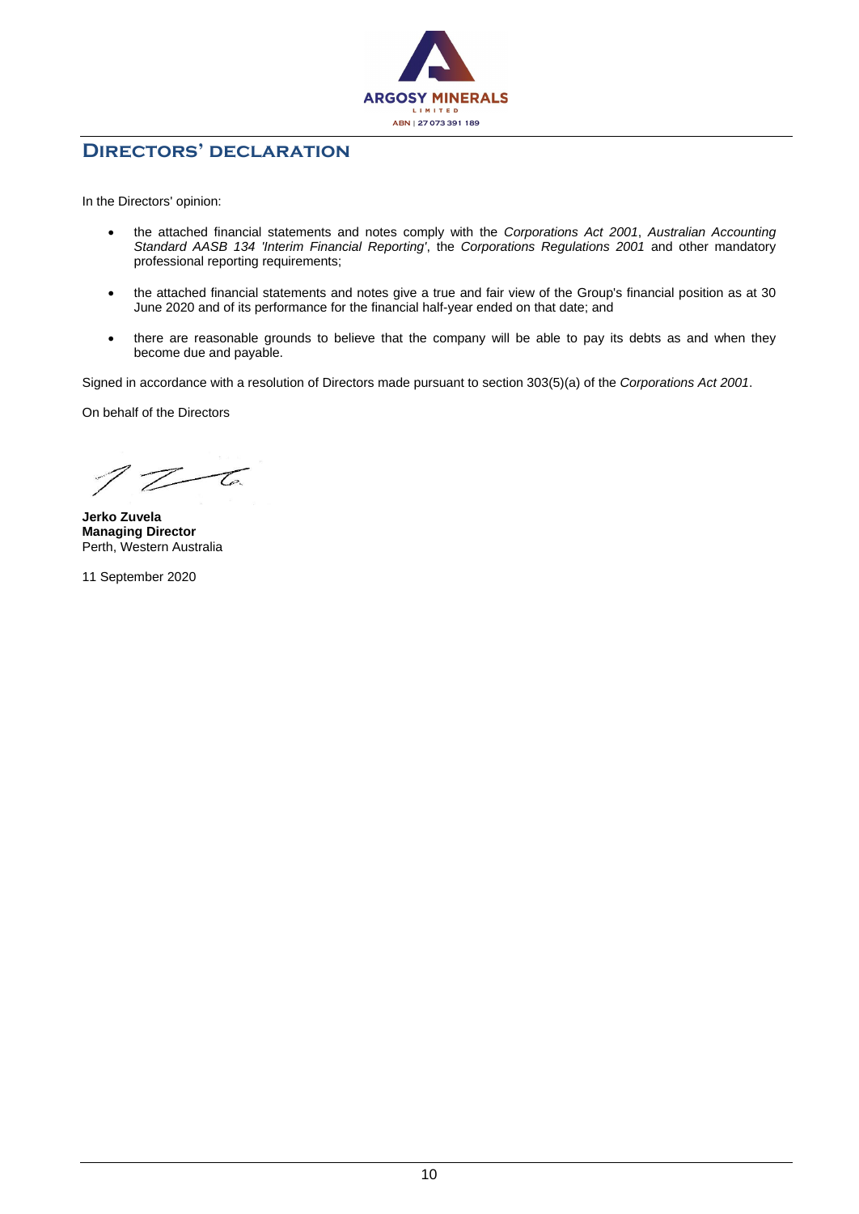ARGOSY MINERALS LIMITED

ABN | 27 073 391 189

# DIRECTORS' DECLARATION

In the Directors' opinion:

- the attached financial statements and notes comply with the *Corporations Act 2001*, *Australian Accounting Standard AASB 134 'Interim Financial Reporting'*, the *Corporations Regulations 2001* and other mandatory professional reporting requirements;
- the attached financial statements and notes give a true and fair view of the Group's financial position as at 30 June 2020 and of its performance for the financial half-year ended on that date; and
- there are reasonable grounds to believe that the company will be able to pay its debts as and when they become due and payable.

Signed in accordance with a resolution of Directors made pursuant to section 303(5)(a) of the *Corporations Act 2001*.

On behalf of the Directors

**Jerko Zuvela**
**Managing Director**
Perth, Western Australia

11 September 2020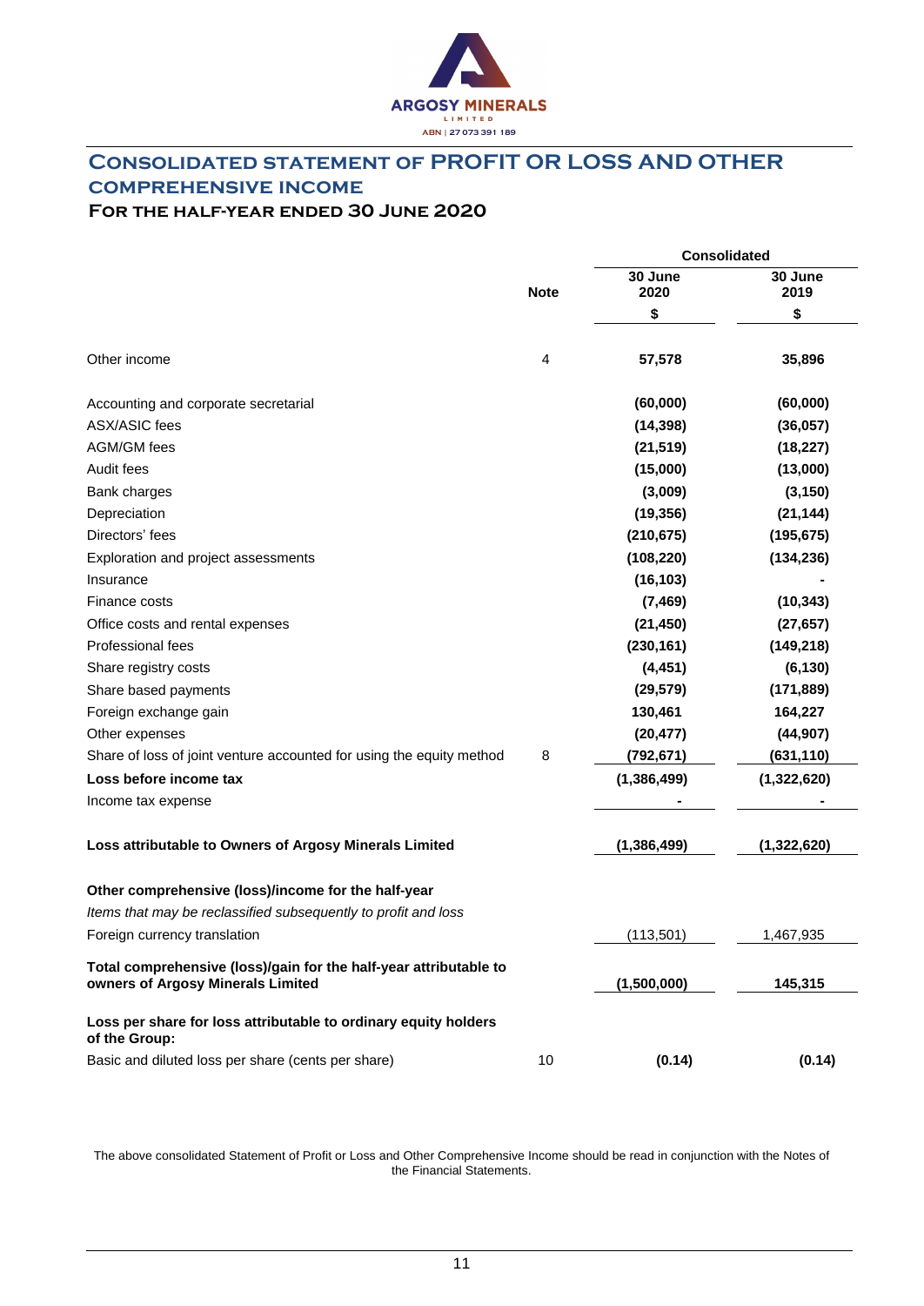ARGOSY MINERALS LIMITED
ABN | 27 073 391 189

# CONSOLIDATED STATEMENT OF PROFIT OR LOSS AND OTHER COMPREHENSIVE INCOME

## FOR THE HALF-YEAR ENDED 30 JUNE 2020

| | Note | Consolidated | |
|---|---|---|---|
| | | 30 June 2020 | 30 June 2019 |
| | | $ | $ |
| Other income | 4 | **57,578** | **35,896** |
| Accounting and corporate secretarial | | **(60,000)** | **(60,000)** |
| ASX/ASIC fees | | **(14,398)** | **(36,057)** |
| AGM/GM fees | | **(21,519)** | **(18,227)** |
| Audit fees | | **(15,000)** | **(13,000)** |
| Bank charges | | **(3,009)** | **(3,150)** |
| Depreciation | | **(19,356)** | **(21,144)** |
| Directors' fees | | **(210,675)** | **(195,675)** |
| Exploration and project assessments | | **(108,220)** | **(134,236)** |
| Insurance | | **(16,103)** | **-** |
| Finance costs | | **(7,469)** | **(10,343)** |
| Office costs and rental expenses | | **(21,450)** | **(27,657)** |
| Professional fees | | **(230,161)** | **(149,218)** |
| Share registry costs | | **(4,451)** | **(6,130)** |
| Share based payments | | **(29,579)** | **(171,889)** |
| Foreign exchange gain | | **130,461** | **164,227** |
| Other expenses | | **(20,477)** | **(44,907)** |
| Share of loss of joint venture accounted for using the equity method | 8 | **(792,671)** | **(631,110)** |
| **Loss before income tax** | | **(1,386,499)** | **(1,322,620)** |
| Income tax expense | | **-** | **-** |
| **Loss attributable to Owners of Argosy Minerals Limited** | | **(1,386,499)** | **(1,322,620)** |
| **Other comprehensive (loss)/income for the half-year** | | | |
| *Items that may be reclassified subsequently to profit and loss* | | | |
| Foreign currency translation | | (113,501) | 1,467,935 |
| **Total comprehensive (loss)/gain for the half-year attributable to owners of Argosy Minerals Limited** | | **(1,500,000)** | **145,315** |
| **Loss per share for loss attributable to ordinary equity holders of the Group:** | | | |
| Basic and diluted loss per share (cents per share) | 10 | **(0.14)** | **(0.14)** |

The above consolidated Statement of Profit or Loss and Other Comprehensive Income should be read in conjunction with the Notes of the Financial Statements.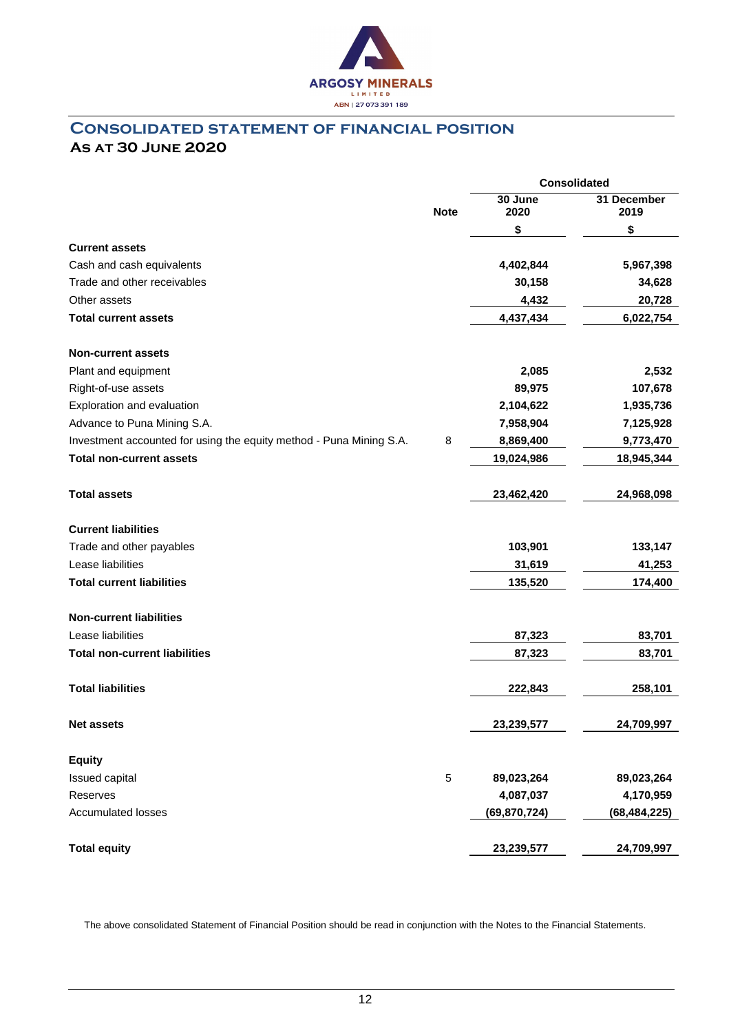ARGOSY MINERALS LIMITED

ABN | 27 073 391 189

# Consolidated statement of financial position

## As at 30 June 2020

| | Note | Consolidated 30 June 2020 $ | 31 December 2019 $ |
|---|---|---|---|
| **Current assets** | | | |
| Cash and cash equivalents | | 4,402,844 | 5,967,398 |
| Trade and other receivables | | 30,158 | 34,628 |
| Other assets | | 4,432 | 20,728 |
| **Total current assets** | | 4,437,434 | 6,022,754 |
| | | | |
| **Non-current assets** | | | |
| Plant and equipment | | 2,085 | 2,532 |
| Right-of-use assets | | 89,975 | 107,678 |
| Exploration and evaluation | | 2,104,622 | 1,935,736 |
| Advance to Puna Mining S.A. | | 7,958,904 | 7,125,928 |
| Investment accounted for using the equity method - Puna Mining S.A. | 8 | 8,869,400 | 9,773,470 |
| **Total non-current assets** | | 19,024,986 | 18,945,344 |
| | | | |
| **Total assets** | | 23,462,420 | 24,968,098 |
| | | | |
| **Current liabilities** | | | |
| Trade and other payables | | 103,901 | 133,147 |
| Lease liabilities | | 31,619 | 41,253 |
| **Total current liabilities** | | 135,520 | 174,400 |
| | | | |
| **Non-current liabilities** | | | |
| Lease liabilities | | 87,323 | 83,701 |
| **Total non-current liabilities** | | 87,323 | 83,701 |
| | | | |
| **Total liabilities** | | 222,843 | 258,101 |
| | | | |
| **Net assets** | | 23,239,577 | 24,709,997 |
| | | | |
| **Equity** | | | |
| Issued capital | 5 | 89,023,264 | 89,023,264 |
| Reserves | | 4,087,037 | 4,170,959 |
| Accumulated losses | | (69,870,724) | (68,484,225) |
| | | | |
| **Total equity** | | 23,239,577 | 24,709,997 |

The above consolidated Statement of Financial Position should be read in conjunction with the Notes to the Financial Statements.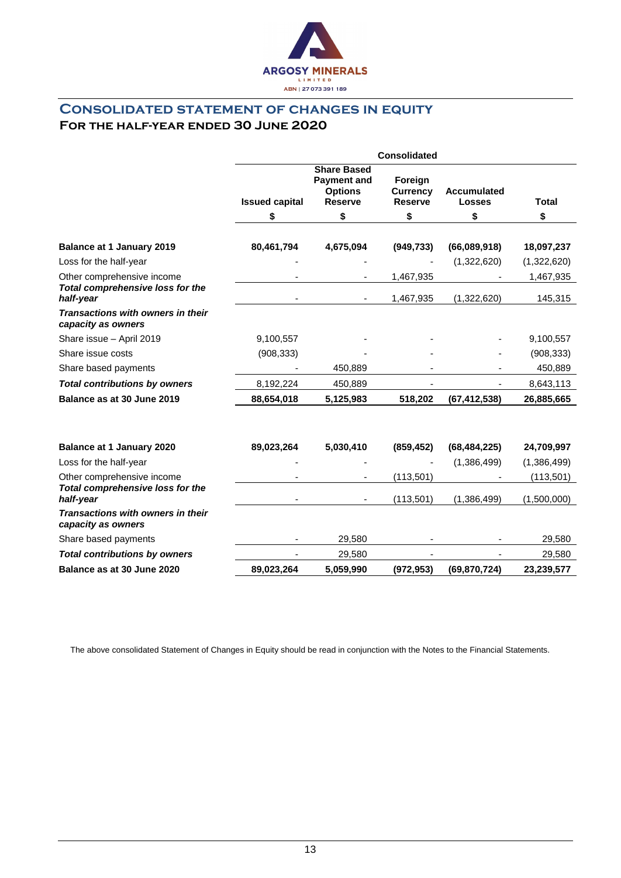# Consolidated statement of changes in equity

## For the half-year ended 30 June 2020

| | Consolidated | | | | |
|---|---|---|---|---|---|
| | Issued capital | Share Based Payment and Options Reserve | Foreign Currency Reserve | Accumulated Losses | Total |
| | $ | $ | $ | $ | $ |
| **Balance at 1 January 2019** | **80,461,794** | **4,675,094** | **(949,733)** | **(66,089,918)** | **18,097,237** |
| Loss for the half-year | - | - | - | (1,322,620) | (1,322,620) |
| Other comprehensive income | - | - | 1,467,935 | - | 1,467,935 |
| ***Total comprehensive loss for the half-year*** | - | - | 1,467,935 | (1,322,620) | 145,315 |
| ***Transactions with owners in their capacity as owners*** | | | | | |
| Share issue – April 2019 | 9,100,557 | - | - | - | 9,100,557 |
| Share issue costs | (908,333) | - | - | - | (908,333) |
| Share based payments | - | 450,889 | - | - | 450,889 |
| ***Total contributions by owners*** | 8,192,224 | 450,889 | - | - | 8,643,113 |
| **Balance as at 30 June 2019** | **88,654,018** | **5,125,983** | **518,202** | **(67,412,538)** | **26,885,665** |
| | | | | | |
| **Balance at 1 January 2020** | **89,023,264** | **5,030,410** | **(859,452)** | **(68,484,225)** | **24,709,997** |
| Loss for the half-year | - | - | - | (1,386,499) | (1,386,499) |
| Other comprehensive income | - | - | (113,501) | - | (113,501) |
| ***Total comprehensive loss for the half-year*** | - | - | (113,501) | (1,386,499) | (1,500,000) |
| ***Transactions with owners in their capacity as owners*** | | | | | |
| Share based payments | - | 29,580 | - | - | 29,580 |
| ***Total contributions by owners*** | - | 29,580 | - | - | 29,580 |
| **Balance as at 30 June 2020** | **89,023,264** | **5,059,990** | **(972,953)** | **(69,870,724)** | **23,239,577** |

The above consolidated Statement of Changes in Equity should be read in conjunction with the Notes to the Financial Statements.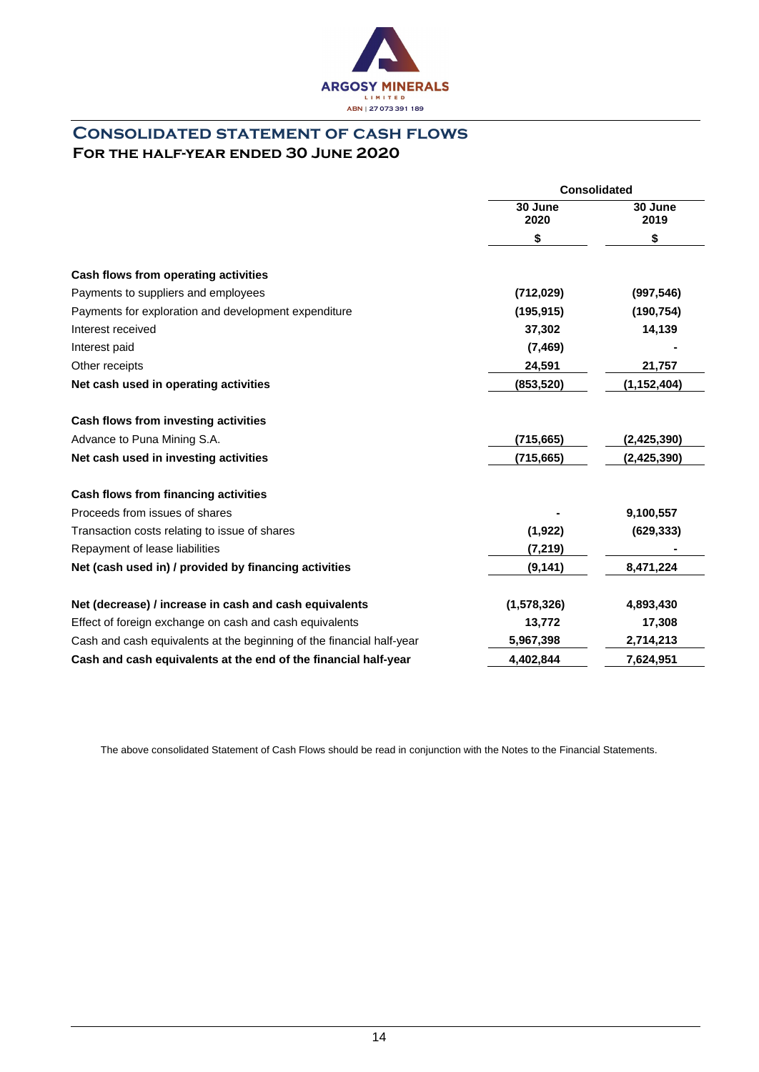ARGOSY MINERALS LIMITED
ABN | 27 073 391 189

# Consolidated statement of cash flows
## For the half-year ended 30 June 2020

| | Consolidated | |
|---|---|---|
| | 30 June 2020 | 30 June 2019 |
| | $ | $ |
| **Cash flows from operating activities** | | |
| Payments to suppliers and employees | (712,029) | (997,546) |
| Payments for exploration and development expenditure | (195,915) | (190,754) |
| Interest received | 37,302 | 14,139 |
| Interest paid | (7,469) | - |
| Other receipts | 24,591 | 21,757 |
| **Net cash used in operating activities** | (853,520) | (1,152,404) |
| **Cash flows from investing activities** | | |
| Advance to Puna Mining S.A. | (715,665) | (2,425,390) |
| **Net cash used in investing activities** | (715,665) | (2,425,390) |
| **Cash flows from financing activities** | | |
| Proceeds from issues of shares | - | 9,100,557 |
| Transaction costs relating to issue of shares | (1,922) | (629,333) |
| Repayment of lease liabilities | (7,219) | - |
| **Net (cash used in) / provided by financing activities** | (9,141) | 8,471,224 |
| **Net (decrease) / increase in cash and cash equivalents** | (1,578,326) | 4,893,430 |
| Effect of foreign exchange on cash and cash equivalents | 13,772 | 17,308 |
| Cash and cash equivalents at the beginning of the financial half-year | 5,967,398 | 2,714,213 |
| **Cash and cash equivalents at the end of the financial half-year** | 4,402,844 | 7,624,951 |

The above consolidated Statement of Cash Flows should be read in conjunction with the Notes to the Financial Statements.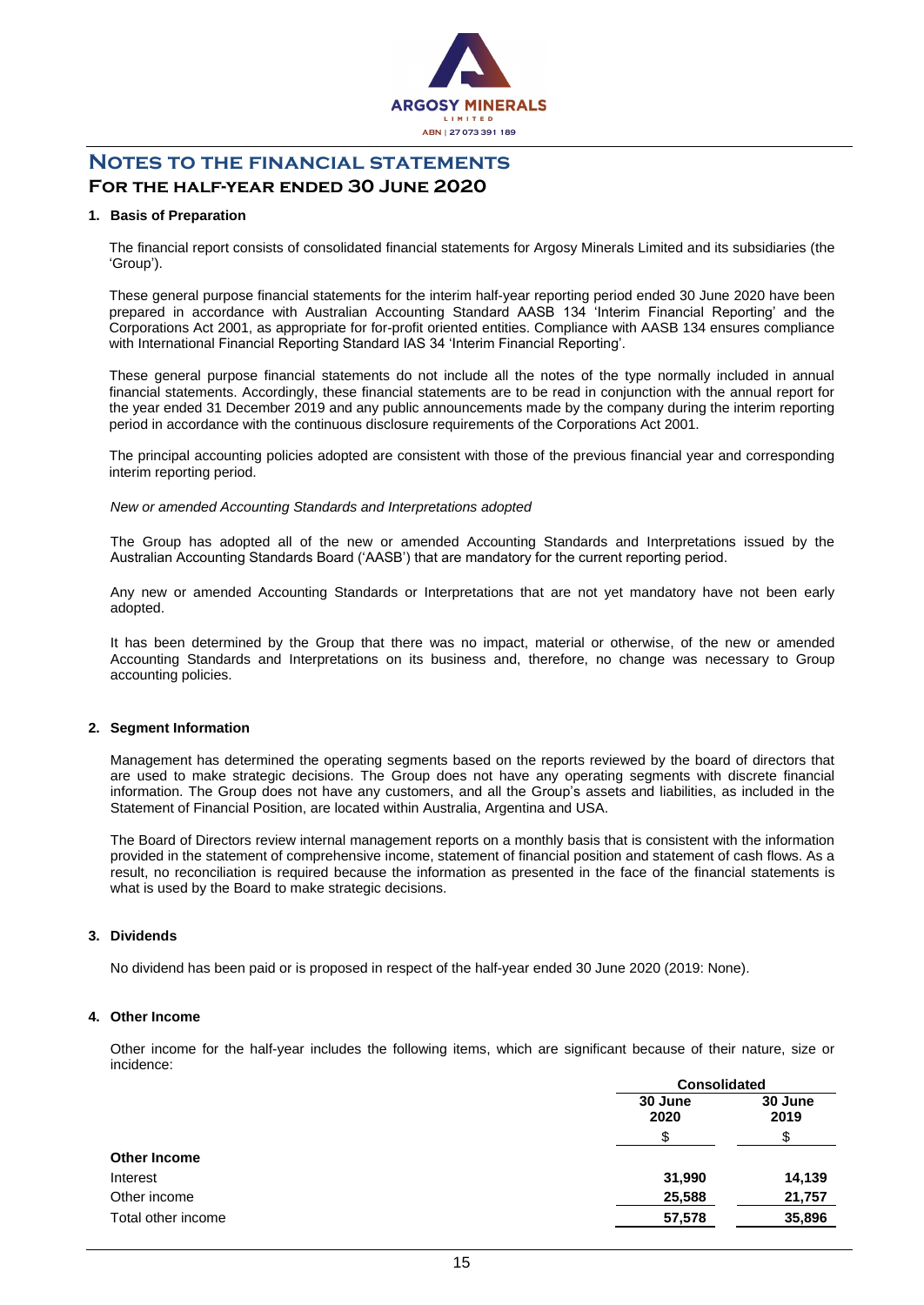# NOTES TO THE FINANCIAL STATEMENTS

## FOR THE HALF-YEAR ENDED 30 JUNE 2020

### 1. Basis of Preparation

The financial report consists of consolidated financial statements for Argosy Minerals Limited and its subsidiaries (the 'Group').

These general purpose financial statements for the interim half-year reporting period ended 30 June 2020 have been prepared in accordance with Australian Accounting Standard AASB 134 'Interim Financial Reporting' and the Corporations Act 2001, as appropriate for for-profit oriented entities. Compliance with AASB 134 ensures compliance with International Financial Reporting Standard IAS 34 'Interim Financial Reporting'.

These general purpose financial statements do not include all the notes of the type normally included in annual financial statements. Accordingly, these financial statements are to be read in conjunction with the annual report for the year ended 31 December 2019 and any public announcements made by the company during the interim reporting period in accordance with the continuous disclosure requirements of the Corporations Act 2001.

The principal accounting policies adopted are consistent with those of the previous financial year and corresponding interim reporting period.

*New or amended Accounting Standards and Interpretations adopted*

The Group has adopted all of the new or amended Accounting Standards and Interpretations issued by the Australian Accounting Standards Board ('AASB') that are mandatory for the current reporting period.

Any new or amended Accounting Standards or Interpretations that are not yet mandatory have not been early adopted.

It has been determined by the Group that there was no impact, material or otherwise, of the new or amended Accounting Standards and Interpretations on its business and, therefore, no change was necessary to Group accounting policies.

### 2. Segment Information

Management has determined the operating segments based on the reports reviewed by the board of directors that are used to make strategic decisions. The Group does not have any operating segments with discrete financial information. The Group does not have any customers, and all the Group's assets and liabilities, as included in the Statement of Financial Position, are located within Australia, Argentina and USA.

The Board of Directors review internal management reports on a monthly basis that is consistent with the information provided in the statement of comprehensive income, statement of financial position and statement of cash flows. As a result, no reconciliation is required because the information as presented in the face of the financial statements is what is used by the Board to make strategic decisions.

### 3. Dividends

No dividend has been paid or is proposed in respect of the half-year ended 30 June 2020 (2019: None).

### 4. Other Income

Other income for the half-year includes the following items, which are significant because of their nature, size or incidence:

| | Consolidated | |
|---|---|---|
| | 30 June 2020 | 30 June 2019 |
| | $ | $ |
| **Other Income** | | |
| Interest | **31,990** | **14,139** |
| Other income | **25,588** | **21,757** |
| Total other income | **57,578** | **35,896** |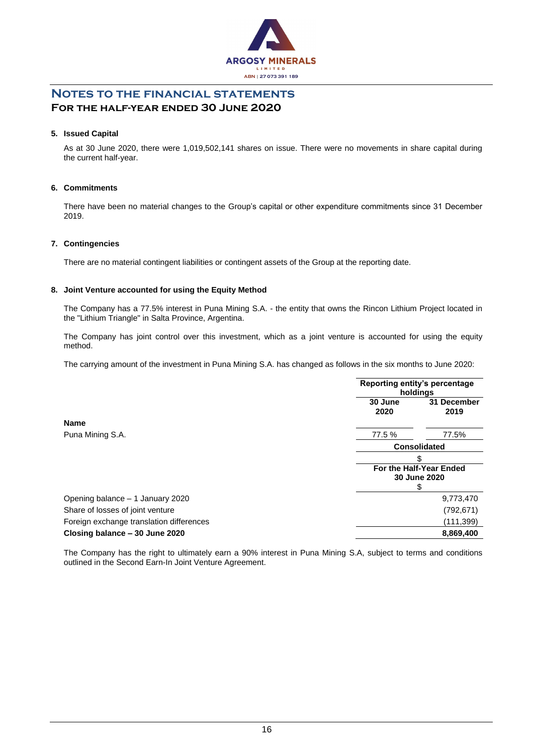# NOTES TO THE FINANCIAL STATEMENTS
## FOR THE HALF-YEAR ENDED 30 JUNE 2020

### 5. Issued Capital

As at 30 June 2020, there were 1,019,502,141 shares on issue. There were no movements in share capital during the current half-year.

### 6. Commitments

There have been no material changes to the Group's capital or other expenditure commitments since 31 December 2019.

### 7. Contingencies

There are no material contingent liabilities or contingent assets of the Group at the reporting date.

### 8. Joint Venture accounted for using the Equity Method

The Company has a 77.5% interest in Puna Mining S.A. - the entity that owns the Rincon Lithium Project located in the "Lithium Triangle" in Salta Province, Argentina.

The Company has joint control over this investment, which as a joint venture is accounted for using the equity method.

The carrying amount of the investment in Puna Mining S.A. has changed as follows in the six months to June 2020:

| | Reporting entity's percentage holdings | |
|---|---|---|
| **Name** | **30 June 2020** | **31 December 2019** |
| Puna Mining S.A. | 77.5 % | 77.5% |

| | Consolidated $ |
|---|---|
| | **For the Half-Year Ended 30 June 2020** $ |
| Opening balance – 1 January 2020 | 9,773,470 |
| Share of losses of joint venture | (792,671) |
| Foreign exchange translation differences | (111,399) |
| **Closing balance – 30 June 2020** | **8,869,400** |

The Company has the right to ultimately earn a 90% interest in Puna Mining S.A, subject to terms and conditions outlined in the Second Earn-In Joint Venture Agreement.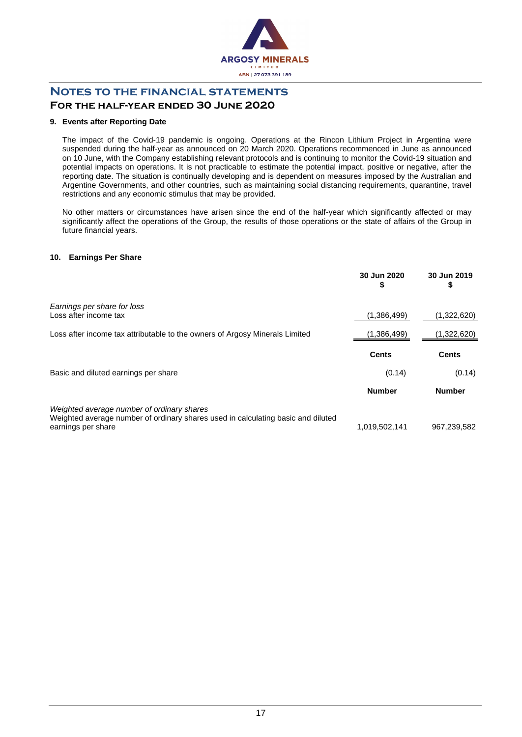# Notes to the financial statements
## For the half-year ended 30 June 2020

### 9. Events after Reporting Date

The impact of the Covid-19 pandemic is ongoing. Operations at the Rincon Lithium Project in Argentina were suspended during the half-year as announced on 20 March 2020. Operations recommenced in June as announced on 10 June, with the Company establishing relevant protocols and is continuing to monitor the Covid-19 situation and potential impacts on operations. It is not practicable to estimate the potential impact, positive or negative, after the reporting date. The situation is continually developing and is dependent on measures imposed by the Australian and Argentine Governments, and other countries, such as maintaining social distancing requirements, quarantine, travel restrictions and any economic stimulus that may be provided.

No other matters or circumstances have arisen since the end of the half-year which significantly affected or may significantly affect the operations of the Group, the results of those operations or the state of affairs of the Group in future financial years.

### 10. Earnings Per Share

| | 30 Jun 2020 $ | 30 Jun 2019 $ |
|---|---|---|
| *Earnings per share for loss* | | |
| Loss after income tax | (1,386,499) | (1,322,620) |
| Loss after income tax attributable to the owners of Argosy Minerals Limited | (1,386,499) | (1,322,620) |
| | **Cents** | **Cents** |
| Basic and diluted earnings per share | (0.14) | (0.14) |
| | **Number** | **Number** |
| *Weighted average number of ordinary shares* | | |
| Weighted average number of ordinary shares used in calculating basic and diluted earnings per share | 1,019,502,141 | 967,239,582 |